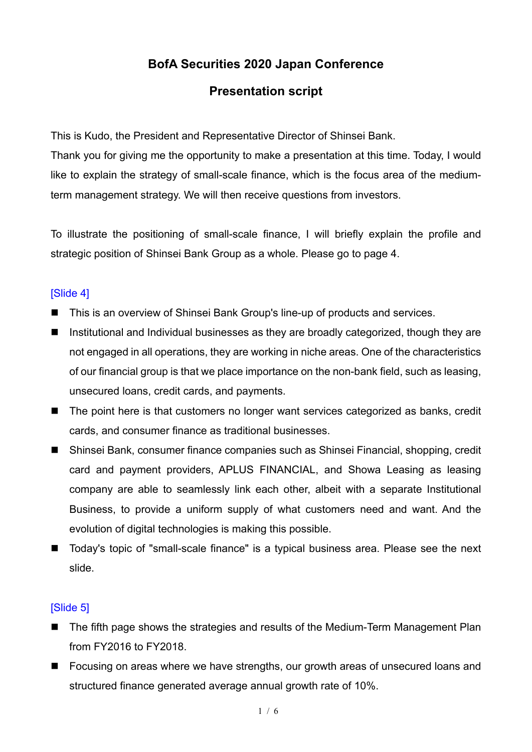# BofA Securities 2020 Japan Conference

## Presentation script

This is Kudo, the President and Representative Director of Shinsei Bank.

Thank you for giving me the opportunity to make a presentation at this time. Today, I would like to explain the strategy of small-scale finance, which is the focus area of the medium-term management strategy. We will then receive questions from investors.

To illustrate the positioning of small-scale finance, I will briefly explain the profile and strategic position of Shinsei Bank Group as a whole. Please go to page 4.

[Slide 4]

- This is an overview of Shinsei Bank Group's line-up of products and services.
- Institutional and Individual businesses as they are broadly categorized, though they are not engaged in all operations, they are working in niche areas. One of the characteristics of our financial group is that we place importance on the non-bank field, such as leasing, unsecured loans, credit cards, and payments.
- The point here is that customers no longer want services categorized as banks, credit cards, and consumer finance as traditional businesses.
- Shinsei Bank, consumer finance companies such as Shinsei Financial, shopping, credit card and payment providers, APLUS FINANCIAL, and Showa Leasing as leasing company are able to seamlessly link each other, albeit with a separate Institutional Business, to provide a uniform supply of what customers need and want. And the evolution of digital technologies is making this possible.
- Today's topic of "small-scale finance" is a typical business area. Please see the next slide.

[Slide 5]

- The fifth page shows the strategies and results of the Medium-Term Management Plan from FY2016 to FY2018.
- Focusing on areas where we have strengths, our growth areas of unsecured loans and structured finance generated average annual growth rate of 10%.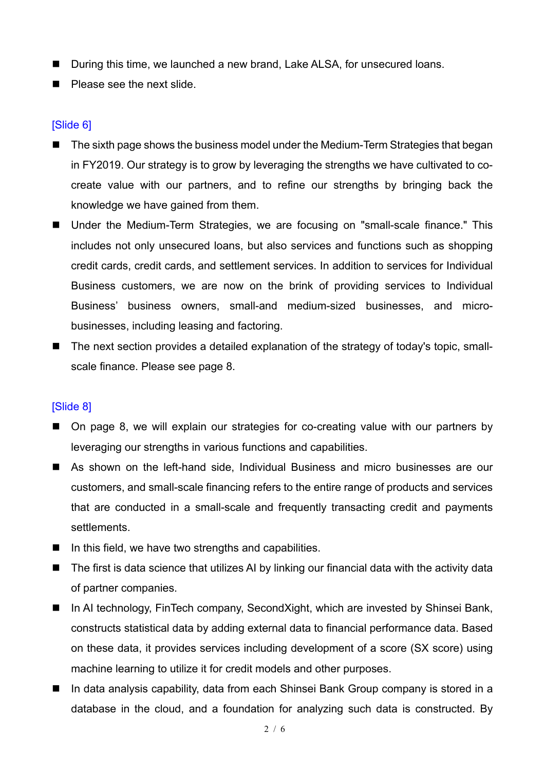- During this time, we launched a new brand, Lake ALSA, for unsecured loans.
- Please see the next slide.

[Slide 6]

- The sixth page shows the business model under the Medium-Term Strategies that began in FY2019. Our strategy is to grow by leveraging the strengths we have cultivated to co-create value with our partners, and to refine our strengths by bringing back the knowledge we have gained from them.
- Under the Medium-Term Strategies, we are focusing on "small-scale finance." This includes not only unsecured loans, but also services and functions such as shopping credit cards, credit cards, and settlement services. In addition to services for Individual Business customers, we are now on the brink of providing services to Individual Business' business owners, small-and medium-sized businesses, and micro-businesses, including leasing and factoring.
- The next section provides a detailed explanation of the strategy of today's topic, small-scale finance. Please see page 8.

[Slide 8]

- On page 8, we will explain our strategies for co-creating value with our partners by leveraging our strengths in various functions and capabilities.
- As shown on the left-hand side, Individual Business and micro businesses are our customers, and small-scale financing refers to the entire range of products and services that are conducted in a small-scale and frequently transacting credit and payments settlements.
- In this field, we have two strengths and capabilities.
- The first is data science that utilizes AI by linking our financial data with the activity data of partner companies.
- In AI technology, FinTech company, SecondXight, which are invested by Shinsei Bank, constructs statistical data by adding external data to financial performance data. Based on these data, it provides services including development of a score (SX score) using machine learning to utilize it for credit models and other purposes.
- In data analysis capability, data from each Shinsei Bank Group company is stored in a database in the cloud, and a foundation for analyzing such data is constructed. By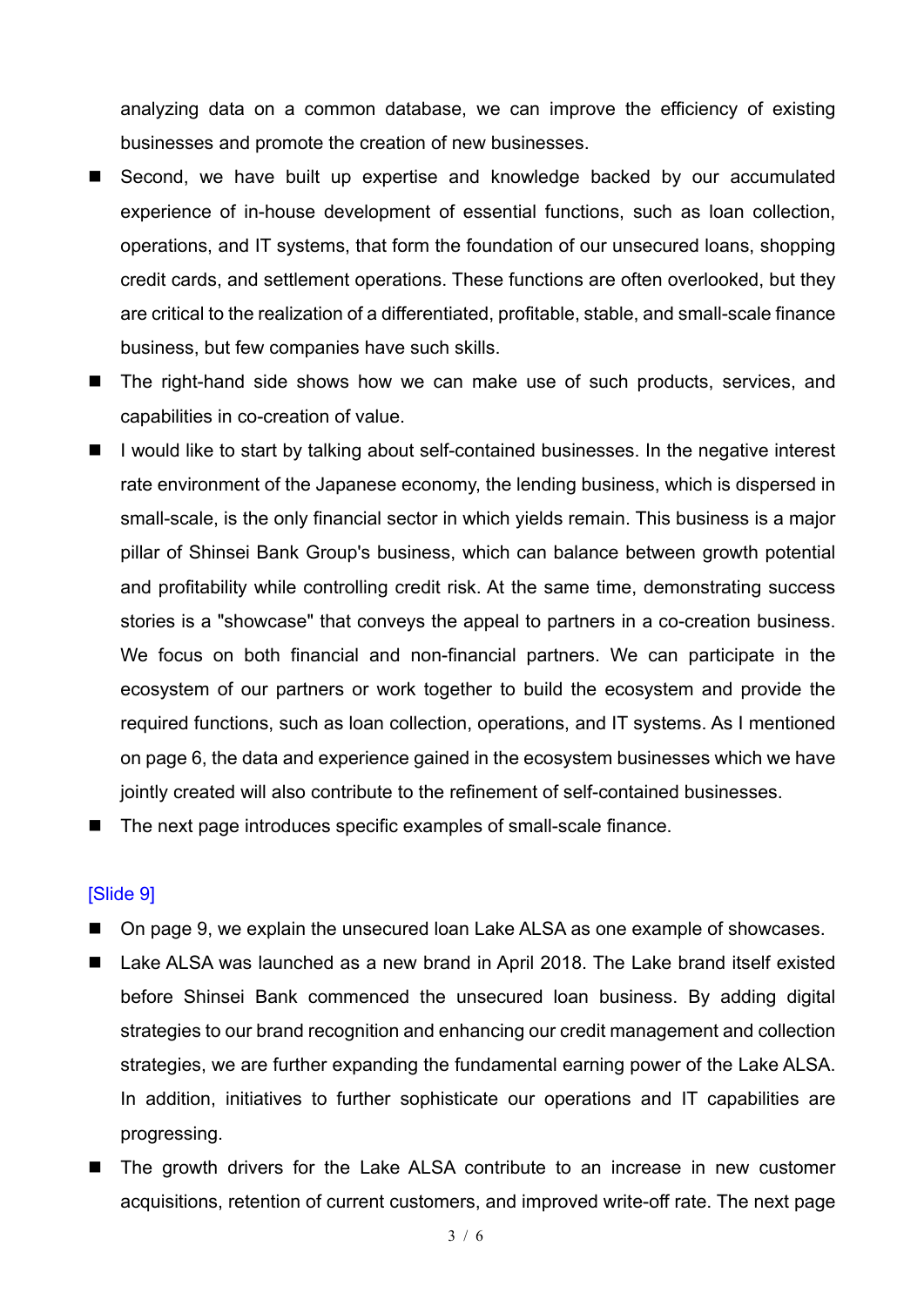analyzing data on a common database, we can improve the efficiency of existing businesses and promote the creation of new businesses.

- Second, we have built up expertise and knowledge backed by our accumulated experience of in-house development of essential functions, such as loan collection, operations, and IT systems, that form the foundation of our unsecured loans, shopping credit cards, and settlement operations. These functions are often overlooked, but they are critical to the realization of a differentiated, profitable, stable, and small-scale finance business, but few companies have such skills.
- The right-hand side shows how we can make use of such products, services, and capabilities in co-creation of value.
- I would like to start by talking about self-contained businesses. In the negative interest rate environment of the Japanese economy, the lending business, which is dispersed in small-scale, is the only financial sector in which yields remain. This business is a major pillar of Shinsei Bank Group's business, which can balance between growth potential and profitability while controlling credit risk. At the same time, demonstrating success stories is a "showcase" that conveys the appeal to partners in a co-creation business. We focus on both financial and non-financial partners. We can participate in the ecosystem of our partners or work together to build the ecosystem and provide the required functions, such as loan collection, operations, and IT systems. As I mentioned on page 6, the data and experience gained in the ecosystem businesses which we have jointly created will also contribute to the refinement of self-contained businesses.
- The next page introduces specific examples of small-scale finance.

[Slide 9]

- On page 9, we explain the unsecured loan Lake ALSA as one example of showcases.
- Lake ALSA was launched as a new brand in April 2018. The Lake brand itself existed before Shinsei Bank commenced the unsecured loan business. By adding digital strategies to our brand recognition and enhancing our credit management and collection strategies, we are further expanding the fundamental earning power of the Lake ALSA. In addition, initiatives to further sophisticate our operations and IT capabilities are progressing.
- The growth drivers for the Lake ALSA contribute to an increase in new customer acquisitions, retention of current customers, and improved write-off rate. The next page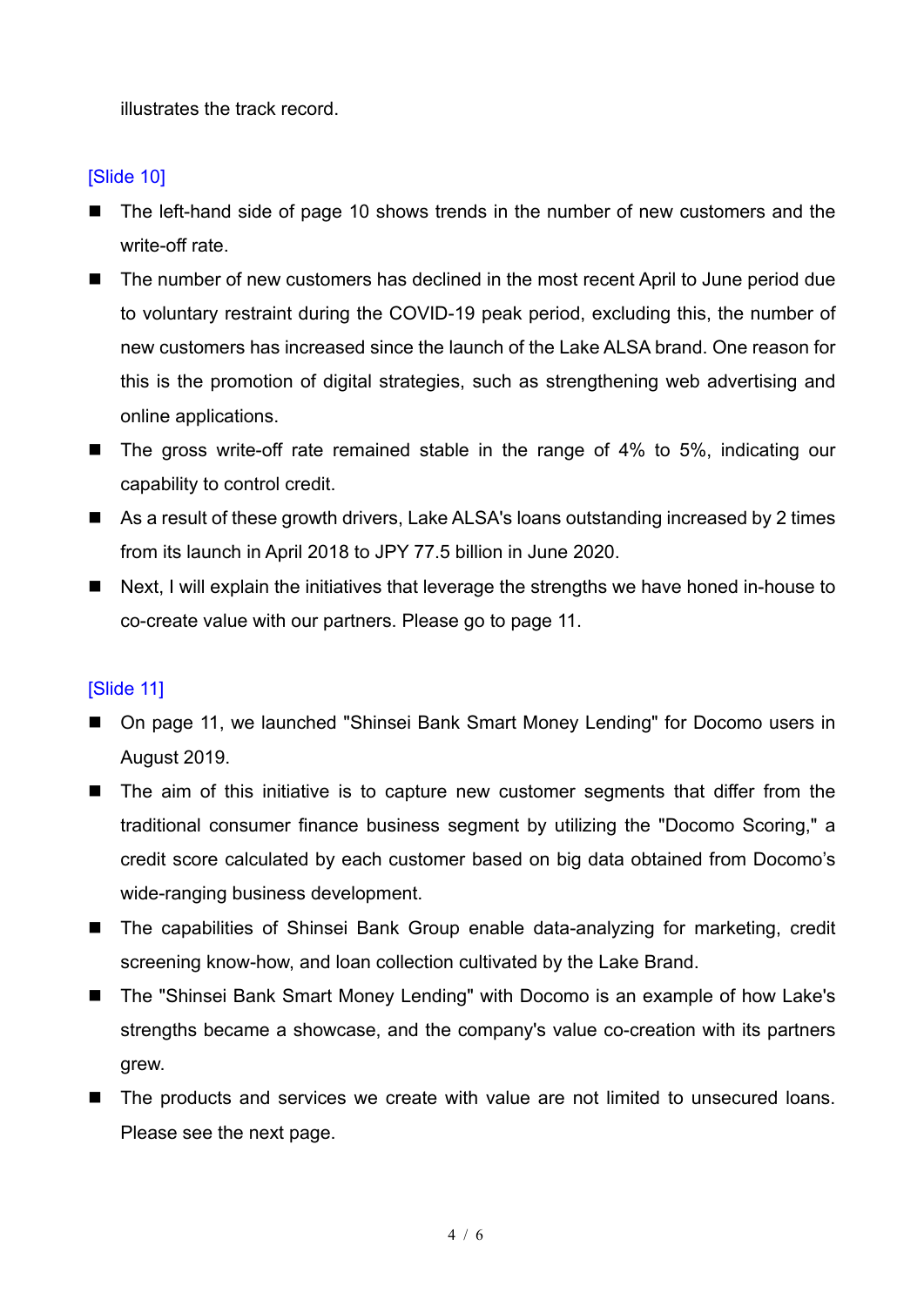illustrates the track record.

[Slide 10]

- The left-hand side of page 10 shows trends in the number of new customers and the write-off rate.
- The number of new customers has declined in the most recent April to June period due to voluntary restraint during the COVID-19 peak period, excluding this, the number of new customers has increased since the launch of the Lake ALSA brand. One reason for this is the promotion of digital strategies, such as strengthening web advertising and online applications.
- The gross write-off rate remained stable in the range of 4% to 5%, indicating our capability to control credit.
- As a result of these growth drivers, Lake ALSA's loans outstanding increased by 2 times from its launch in April 2018 to JPY 77.5 billion in June 2020.
- Next, I will explain the initiatives that leverage the strengths we have honed in-house to co-create value with our partners. Please go to page 11.

[Slide 11]

- On page 11, we launched "Shinsei Bank Smart Money Lending" for Docomo users in August 2019.
- The aim of this initiative is to capture new customer segments that differ from the traditional consumer finance business segment by utilizing the "Docomo Scoring," a credit score calculated by each customer based on big data obtained from Docomo's wide-ranging business development.
- The capabilities of Shinsei Bank Group enable data-analyzing for marketing, credit screening know-how, and loan collection cultivated by the Lake Brand.
- The "Shinsei Bank Smart Money Lending" with Docomo is an example of how Lake's strengths became a showcase, and the company's value co-creation with its partners grew.
- The products and services we create with value are not limited to unsecured loans. Please see the next page.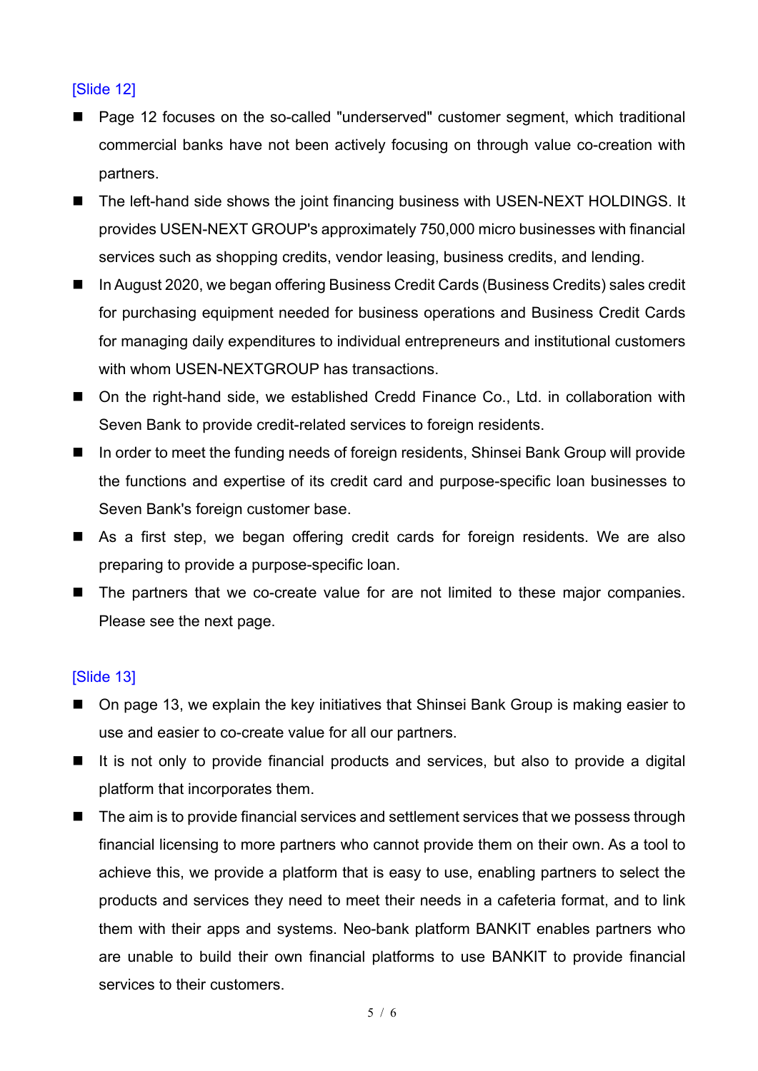[Slide 12]

- Page 12 focuses on the so-called "underserved" customer segment, which traditional commercial banks have not been actively focusing on through value co-creation with partners.
- The left-hand side shows the joint financing business with USEN-NEXT HOLDINGS. It provides USEN-NEXT GROUP's approximately 750,000 micro businesses with financial services such as shopping credits, vendor leasing, business credits, and lending.
- In August 2020, we began offering Business Credit Cards (Business Credits) sales credit for purchasing equipment needed for business operations and Business Credit Cards for managing daily expenditures to individual entrepreneurs and institutional customers with whom USEN-NEXTGROUP has transactions.
- On the right-hand side, we established Credd Finance Co., Ltd. in collaboration with Seven Bank to provide credit-related services to foreign residents.
- In order to meet the funding needs of foreign residents, Shinsei Bank Group will provide the functions and expertise of its credit card and purpose-specific loan businesses to Seven Bank's foreign customer base.
- As a first step, we began offering credit cards for foreign residents. We are also preparing to provide a purpose-specific loan.
- The partners that we co-create value for are not limited to these major companies. Please see the next page.

[Slide 13]

- On page 13, we explain the key initiatives that Shinsei Bank Group is making easier to use and easier to co-create value for all our partners.
- It is not only to provide financial products and services, but also to provide a digital platform that incorporates them.
- The aim is to provide financial services and settlement services that we possess through financial licensing to more partners who cannot provide them on their own. As a tool to achieve this, we provide a platform that is easy to use, enabling partners to select the products and services they need to meet their needs in a cafeteria format, and to link them with their apps and systems. Neo-bank platform BANKIT enables partners who are unable to build their own financial platforms to use BANKIT to provide financial services to their customers.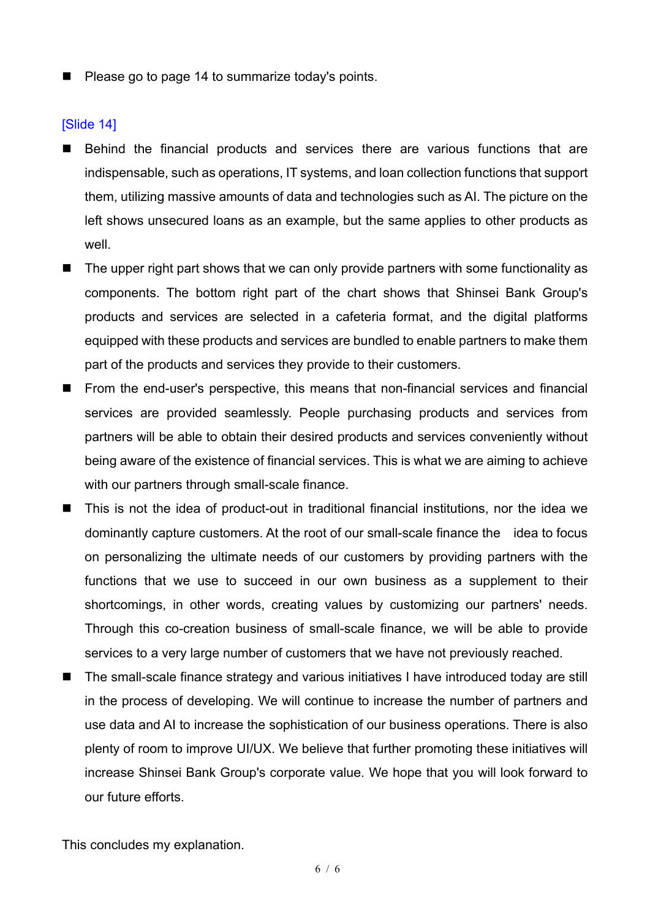- Please go to page 14 to summarize today's points.

[Slide 14]

- Behind the financial products and services there are various functions that are indispensable, such as operations, IT systems, and loan collection functions that support them, utilizing massive amounts of data and technologies such as AI. The picture on the left shows unsecured loans as an example, but the same applies to other products as well.
- The upper right part shows that we can only provide partners with some functionality as components. The bottom right part of the chart shows that Shinsei Bank Group's products and services are selected in a cafeteria format, and the digital platforms equipped with these products and services are bundled to enable partners to make them part of the products and services they provide to their customers.
- From the end-user's perspective, this means that non-financial services and financial services are provided seamlessly. People purchasing products and services from partners will be able to obtain their desired products and services conveniently without being aware of the existence of financial services. This is what we are aiming to achieve with our partners through small-scale finance.
- This is not the idea of product-out in traditional financial institutions, nor the idea we dominantly capture customers. At the root of our small-scale finance the idea to focus on personalizing the ultimate needs of our customers by providing partners with the functions that we use to succeed in our own business as a supplement to their shortcomings, in other words, creating values by customizing our partners' needs. Through this co-creation business of small-scale finance, we will be able to provide services to a very large number of customers that we have not previously reached.
- The small-scale finance strategy and various initiatives I have introduced today are still in the process of developing. We will continue to increase the number of partners and use data and AI to increase the sophistication of our business operations. There is also plenty of room to improve UI/UX. We believe that further promoting these initiatives will increase Shinsei Bank Group's corporate value. We hope that you will look forward to our future efforts.

This concludes my explanation.